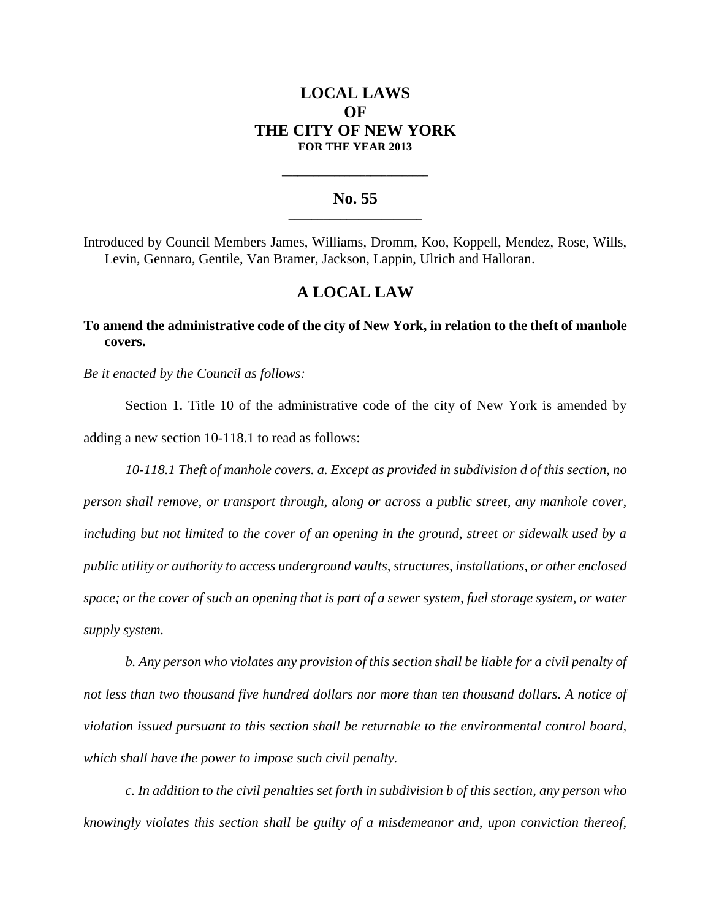# LOCAL LAWS
# OF
# THE CITY OF NEW YORK
### FOR THE YEAR 2013

---

## No. 55

---

Introduced by Council Members James, Williams, Dromm, Koo, Koppell, Mendez, Rose, Wills, Levin, Gennaro, Gentile, Van Bramer, Jackson, Lappin, Ulrich and Halloran.

## A LOCAL LAW

**To amend the administrative code of the city of New York, in relation to the theft of manhole covers.**

*Be it enacted by the Council as follows:*

Section 1. Title 10 of the administrative code of the city of New York is amended by adding a new section 10-118.1 to read as follows:

*10-118.1 Theft of manhole covers. a. Except as provided in subdivision d of this section, no person shall remove, or transport through, along or across a public street, any manhole cover, including but not limited to the cover of an opening in the ground, street or sidewalk used by a public utility or authority to access underground vaults, structures, installations, or other enclosed space; or the cover of such an opening that is part of a sewer system, fuel storage system, or water supply system.*

*b. Any person who violates any provision of this section shall be liable for a civil penalty of not less than two thousand five hundred dollars nor more than ten thousand dollars. A notice of violation issued pursuant to this section shall be returnable to the environmental control board, which shall have the power to impose such civil penalty.*

*c. In addition to the civil penalties set forth in subdivision b of this section, any person who knowingly violates this section shall be guilty of a misdemeanor and, upon conviction thereof,*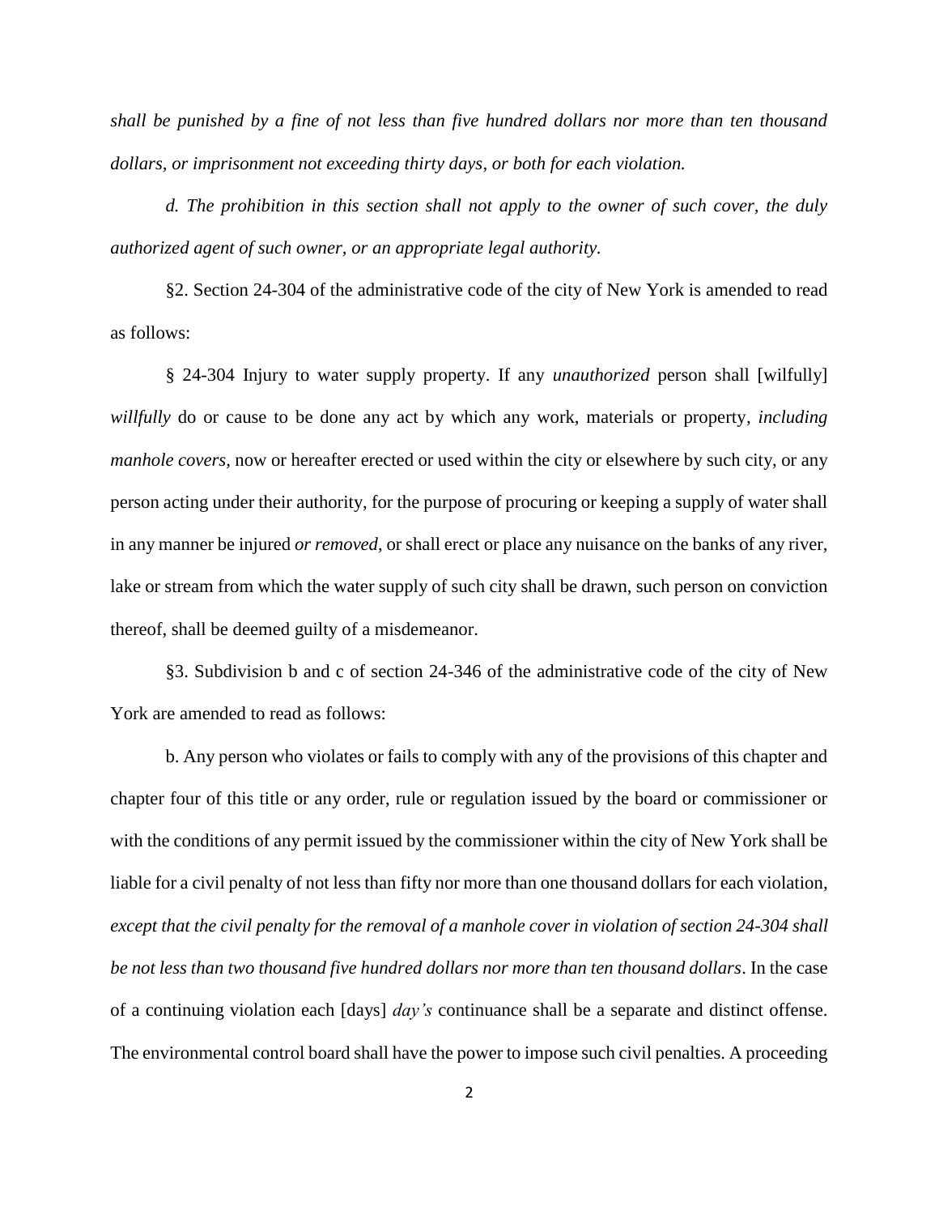*shall be punished by a fine of not less than five hundred dollars nor more than ten thousand dollars, or imprisonment not exceeding thirty days, or both for each violation.*

*d. The prohibition in this section shall not apply to the owner of such cover, the duly authorized agent of such owner, or an appropriate legal authority.*

§2. Section 24-304 of the administrative code of the city of New York is amended to read as follows:

§ 24-304 Injury to water supply property. If any *unauthorized* person shall [wilfully] *willfully* do or cause to be done any act by which any work, materials or property*, including manhole covers,* now or hereafter erected or used within the city or elsewhere by such city, or any person acting under their authority, for the purpose of procuring or keeping a supply of water shall in any manner be injured *or removed*, or shall erect or place any nuisance on the banks of any river, lake or stream from which the water supply of such city shall be drawn, such person on conviction thereof, shall be deemed guilty of a misdemeanor.

§3. Subdivision b and c of section 24-346 of the administrative code of the city of New York are amended to read as follows:

b. Any person who violates or fails to comply with any of the provisions of this chapter and chapter four of this title or any order, rule or regulation issued by the board or commissioner or with the conditions of any permit issued by the commissioner within the city of New York shall be liable for a civil penalty of not less than fifty nor more than one thousand dollars for each violation*, except that the civil penalty for the removal of a manhole cover in violation of section 24-304 shall be not less than two thousand five hundred dollars nor more than ten thousand dollars*. In the case of a continuing violation each [days] *day's* continuance shall be a separate and distinct offense. The environmental control board shall have the power to impose such civil penalties. A proceeding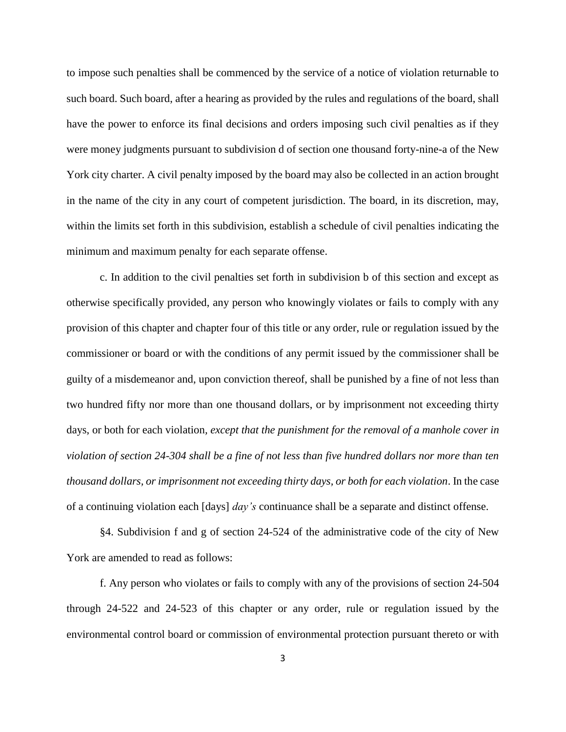to impose such penalties shall be commenced by the service of a notice of violation returnable to such board. Such board, after a hearing as provided by the rules and regulations of the board, shall have the power to enforce its final decisions and orders imposing such civil penalties as if they were money judgments pursuant to subdivision d of section one thousand forty-nine-a of the New York city charter. A civil penalty imposed by the board may also be collected in an action brought in the name of the city in any court of competent jurisdiction. The board, in its discretion, may, within the limits set forth in this subdivision, establish a schedule of civil penalties indicating the minimum and maximum penalty for each separate offense.

c. In addition to the civil penalties set forth in subdivision b of this section and except as otherwise specifically provided, any person who knowingly violates or fails to comply with any provision of this chapter and chapter four of this title or any order, rule or regulation issued by the commissioner or board or with the conditions of any permit issued by the commissioner shall be guilty of a misdemeanor and, upon conviction thereof, shall be punished by a fine of not less than two hundred fifty nor more than one thousand dollars, or by imprisonment not exceeding thirty days, or both for each violation*, except that the punishment for the removal of a manhole cover in violation of section 24-304 shall be a fine of not less than five hundred dollars nor more than ten thousand dollars, or imprisonment not exceeding thirty days, or both for each violation*. In the case of a continuing violation each [days] *day's* continuance shall be a separate and distinct offense.

§4. Subdivision f and g of section 24-524 of the administrative code of the city of New York are amended to read as follows:

f. Any person who violates or fails to comply with any of the provisions of section 24-504 through 24-522 and 24-523 of this chapter or any order, rule or regulation issued by the environmental control board or commission of environmental protection pursuant thereto or with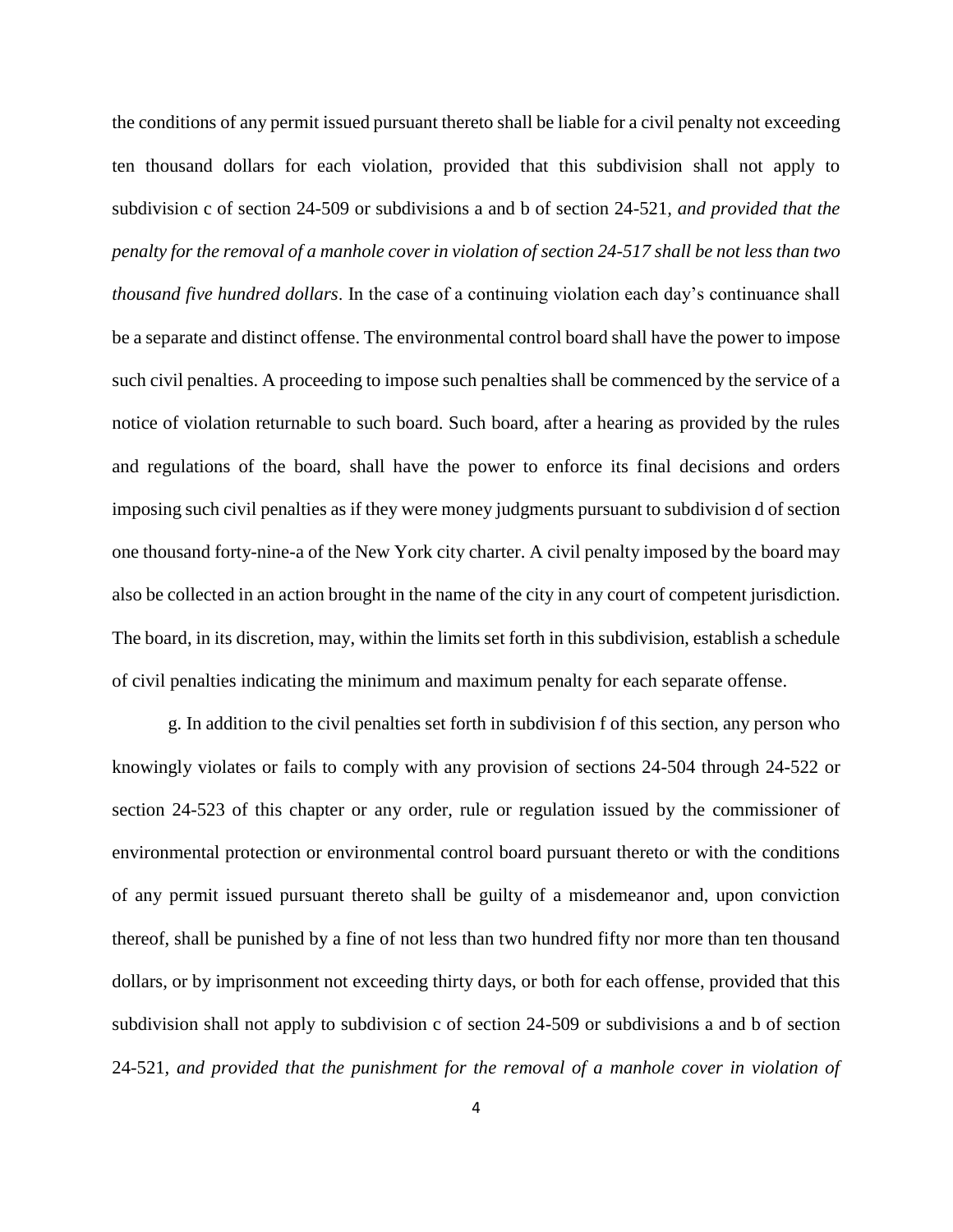the conditions of any permit issued pursuant thereto shall be liable for a civil penalty not exceeding ten thousand dollars for each violation, provided that this subdivision shall not apply to subdivision c of section 24-509 or subdivisions a and b of section 24-521*, and provided that the penalty for the removal of a manhole cover in violation of section 24-517 shall be not less than two thousand five hundred dollars*. In the case of a continuing violation each day's continuance shall be a separate and distinct offense. The environmental control board shall have the power to impose such civil penalties. A proceeding to impose such penalties shall be commenced by the service of a notice of violation returnable to such board. Such board, after a hearing as provided by the rules and regulations of the board, shall have the power to enforce its final decisions and orders imposing such civil penalties as if they were money judgments pursuant to subdivision d of section one thousand forty-nine-a of the New York city charter. A civil penalty imposed by the board may also be collected in an action brought in the name of the city in any court of competent jurisdiction. The board, in its discretion, may, within the limits set forth in this subdivision, establish a schedule of civil penalties indicating the minimum and maximum penalty for each separate offense.

g. In addition to the civil penalties set forth in subdivision f of this section, any person who knowingly violates or fails to comply with any provision of sections 24-504 through 24-522 or section 24-523 of this chapter or any order, rule or regulation issued by the commissioner of environmental protection or environmental control board pursuant thereto or with the conditions of any permit issued pursuant thereto shall be guilty of a misdemeanor and, upon conviction thereof, shall be punished by a fine of not less than two hundred fifty nor more than ten thousand dollars, or by imprisonment not exceeding thirty days, or both for each offense, provided that this subdivision shall not apply to subdivision c of section 24-509 or subdivisions a and b of section 24-521*, and provided that the punishment for the removal of a manhole cover in violation of*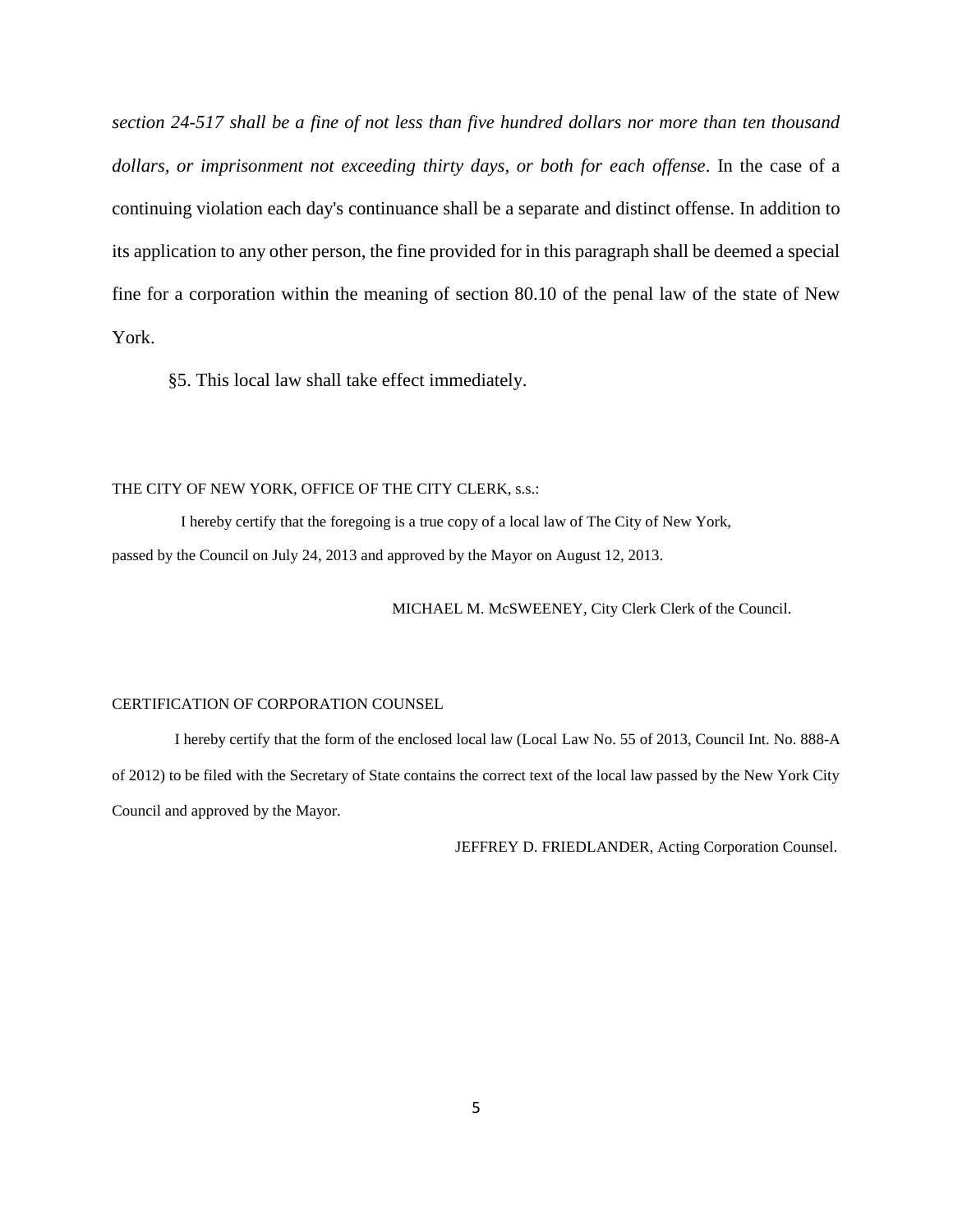*section 24-517 shall be a fine of not less than five hundred dollars nor more than ten thousand dollars, or imprisonment not exceeding thirty days, or both for each offense*. In the case of a continuing violation each day's continuance shall be a separate and distinct offense. In addition to its application to any other person, the fine provided for in this paragraph shall be deemed a special fine for a corporation within the meaning of section 80.10 of the penal law of the state of New York.

§5. This local law shall take effect immediately.

THE CITY OF NEW YORK, OFFICE OF THE CITY CLERK, s.s.:

I hereby certify that the foregoing is a true copy of a local law of The City of New York, passed by the Council on July 24, 2013 and approved by the Mayor on August 12, 2013.

MICHAEL M. McSWEENEY, City Clerk Clerk of the Council.

CERTIFICATION OF CORPORATION COUNSEL

I hereby certify that the form of the enclosed local law (Local Law No. 55 of 2013, Council Int. No. 888-A of 2012) to be filed with the Secretary of State contains the correct text of the local law passed by the New York City Council and approved by the Mayor.

JEFFREY D. FRIEDLANDER, Acting Corporation Counsel.